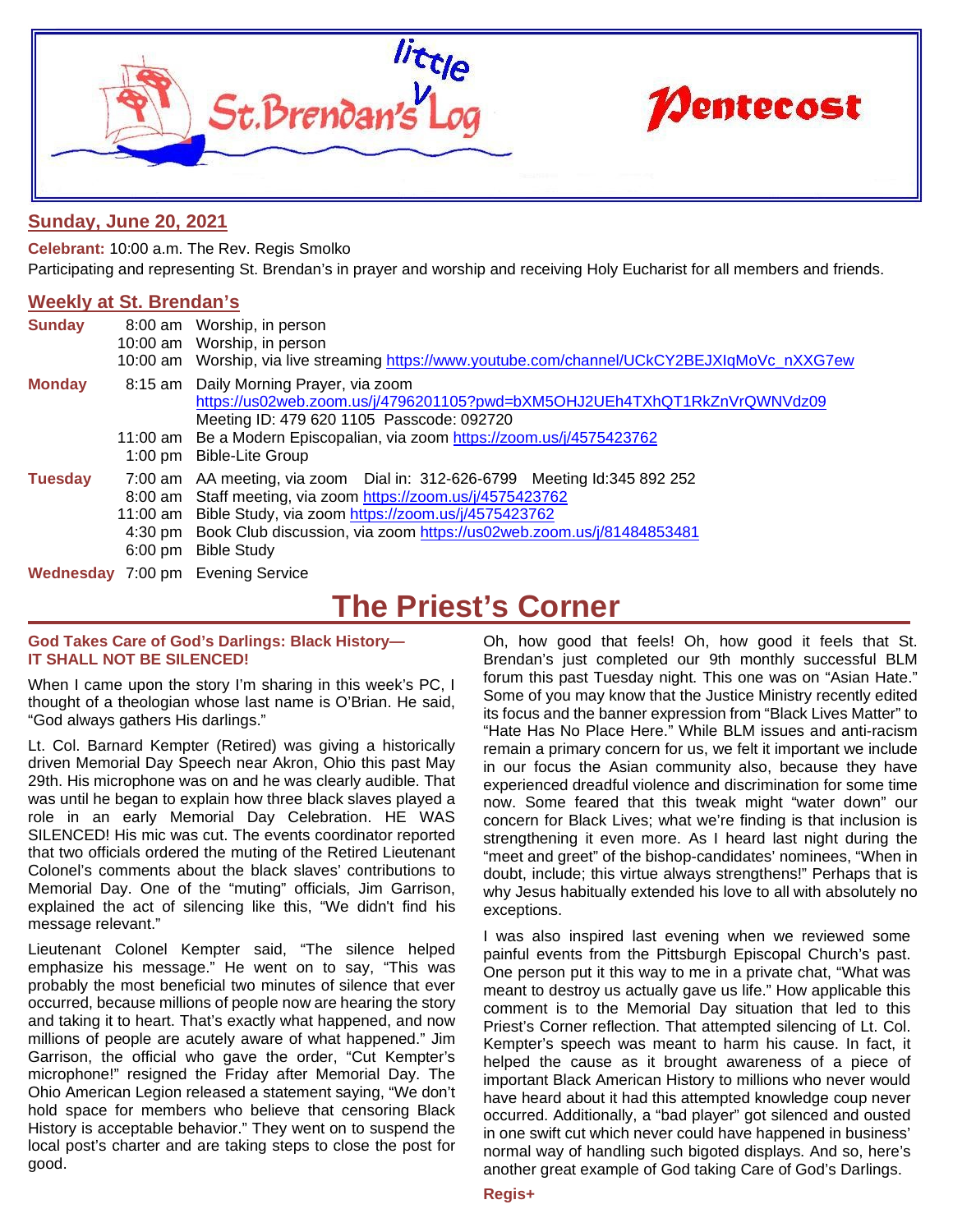# little St. Brendan's Log

# Pentecost

## Sunday, June 20, 2021

**Celebrant:** 10:00 a.m. The Rev. Regis Smolko

Participating and representing St. Brendan's in prayer and worship and receiving Holy Eucharist for all members and friends.

## Weekly at St. Brendan's

| | | |
|---|---|---|
| **Sunday** | 8:00 am | Worship, in person |
| | 10:00 am | Worship, in person |
| | 10:00 am | Worship, via live streaming https://www.youtube.com/channel/UCkCY2BEJXIqMoVc_nXXG7ew |
| **Monday** | 8:15 am | Daily Morning Prayer, via zoom https://us02web.zoom.us/j/4796201105?pwd=bXM5OHJ2UEh4TXhQT1RkZnVrQWNVdz09 Meeting ID: 479 620 1105 Passcode: 092720 |
| | 11:00 am | Be a Modern Episcopalian, via zoom https://zoom.us/j/4575423762 |
| | 1:00 pm | Bible-Lite Group |
| **Tuesday** | 7:00 am | AA meeting, via zoom Dial in: 312-626-6799 Meeting Id:345 892 252 |
| | 8:00 am | Staff meeting, via zoom https://zoom.us/j/4575423762 |
| | 11:00 am | Bible Study, via zoom https://zoom.us/j/4575423762 |
| | 4:30 pm | Book Club discussion, via zoom https://us02web.zoom.us/j/81484853481 |
| | 6:00 pm | Bible Study |
| **Wednesday** | 7:00 pm | Evening Service |

# The Priest's Corner

**God Takes Care of God's Darlings: Black History—
IT SHALL NOT BE SILENCED!**

When I came upon the story I'm sharing in this week's PC, I thought of a theologian whose last name is O'Brian. He said, "God always gathers His darlings."

Lt. Col. Barnard Kempter (Retired) was giving a historically driven Memorial Day Speech near Akron, Ohio this past May 29th. His microphone was on and he was clearly audible. That was until he began to explain how three black slaves played a role in an early Memorial Day Celebration. HE WAS SILENCED! His mic was cut. The events coordinator reported that two officials ordered the muting of the Retired Lieutenant Colonel's comments about the black slaves' contributions to Memorial Day. One of the "muting" officials, Jim Garrison, explained the act of silencing like this, "We didn't find his message relevant."

Lieutenant Colonel Kempter said, "The silence helped emphasize his message." He went on to say, "This was probably the most beneficial two minutes of silence that ever occurred, because millions of people now are hearing the story and taking it to heart. That's exactly what happened, and now millions of people are acutely aware of what happened." Jim Garrison, the official who gave the order, "Cut Kempter's microphone!" resigned the Friday after Memorial Day. The Ohio American Legion released a statement saying, "We don't hold space for members who believe that censoring Black History is acceptable behavior." They went on to suspend the local post's charter and are taking steps to close the post for good.

Oh, how good that feels! Oh, how good it feels that St. Brendan's just completed our 9th monthly successful BLM forum this past Tuesday night. This one was on "Asian Hate." Some of you may know that the Justice Ministry recently edited its focus and the banner expression from "Black Lives Matter" to "Hate Has No Place Here." While BLM issues and anti-racism remain a primary concern for us, we felt it important we include in our focus the Asian community also, because they have experienced dreadful violence and discrimination for some time now. Some feared that this tweak might "water down" our concern for Black Lives; what we're finding is that inclusion is strengthening it even more. As I heard last night during the "meet and greet" of the bishop-candidates' nominees, "When in doubt, include; this virtue always strengthens!" Perhaps that is why Jesus habitually extended his love to all with absolutely no exceptions.

I was also inspired last evening when we reviewed some painful events from the Pittsburgh Episcopal Church's past. One person put it this way to me in a private chat, "What was meant to destroy us actually gave us life." How applicable this comment is to the Memorial Day situation that led to this Priest's Corner reflection. That attempted silencing of Lt. Col. Kempter's speech was meant to harm his cause. In fact, it helped the cause as it brought awareness of a piece of important Black American History to millions who never would have heard about it had this attempted knowledge coup never occurred. Additionally, a "bad player" got silenced and ousted in one swift cut which never could have happened in business' normal way of handling such bigoted displays. And so, here's another great example of God taking Care of God's Darlings.

**Regis+**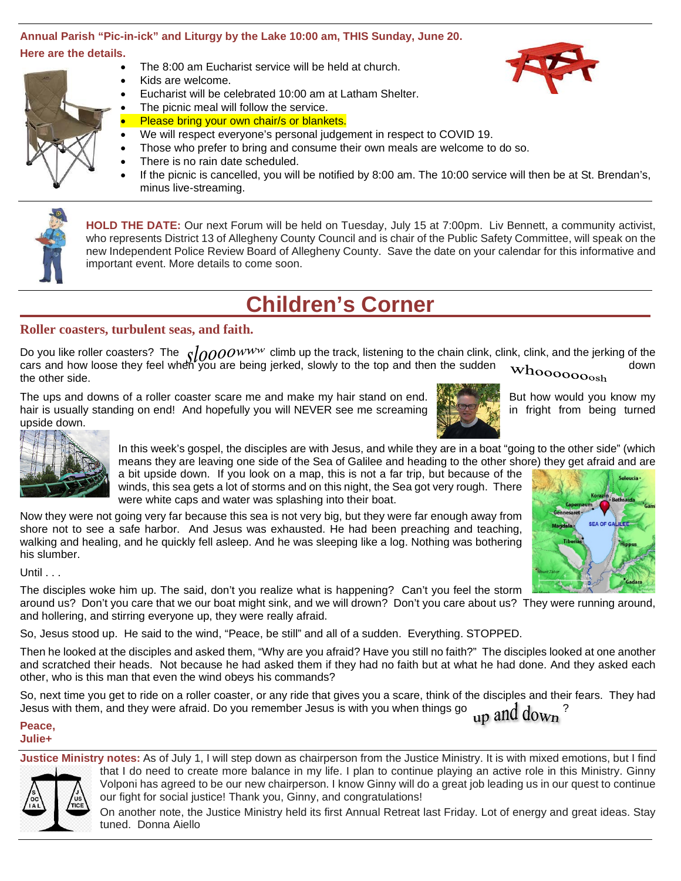**Annual Parish "Pic-in-ick" and Liturgy by the Lake 10:00 am, THIS Sunday, June 20.**

**Here are the details.**

- The 8:00 am Eucharist service will be held at church.
- Kids are welcome.
- Eucharist will be celebrated 10:00 am at Latham Shelter.
- The picnic meal will follow the service.
- Please bring your own chair/s or blankets.
- We will respect everyone's personal judgement in respect to COVID 19.
- Those who prefer to bring and consume their own meals are welcome to do so.
- There is no rain date scheduled.
- If the picnic is cancelled, you will be notified by 8:00 am. The 10:00 service will then be at St. Brendan's, minus live-streaming.

**HOLD THE DATE:** Our next Forum will be held on Tuesday, July 15 at 7:00pm. Liv Bennett, a community activist, who represents District 13 of Allegheny County Council and is chair of the Public Safety Committee, will speak on the new Independent Police Review Board of Allegheny County. Save the date on your calendar for this informative and important event. More details to come soon.

# Children's Corner

### Roller coasters, turbulent seas, and faith.

Do you like roller coasters? The *sloooowww* climb up the track, listening to the chain clink, clink, clink, and the jerking of the cars and how loose they feel when you are being jerked, slowly to the top and then the sudden whooooooosh down the other side.

The ups and downs of a roller coaster scare me and make my hair stand on end. But how would you know my hair is usually standing on end! And hopefully you will NEVER see me screaming in fright from being turned upside down.

In this week's gospel, the disciples are with Jesus, and while they are in a boat "going to the other side" (which means they are leaving one side of the Sea of Galilee and heading to the other shore) they get afraid and are a bit upside down. If you look on a map, this is not a far trip, but because of the winds, this sea gets a lot of storms and on this night, the Sea got very rough. There were white caps and water was splashing into their boat.

Now they were not going very far because this sea is not very big, but they were far enough away from shore not to see a safe harbor. And Jesus was exhausted. He had been preaching and teaching, walking and healing, and he quickly fell asleep. And he was sleeping like a log. Nothing was bothering his slumber.

Until . . .

The disciples woke him up. The said, don't you realize what is happening? Can't you feel the storm around us? Don't you care that we our boat might sink, and we will drown? Don't you care about us? They were running around, and hollering, and stirring everyone up, they were really afraid.

So, Jesus stood up. He said to the wind, "Peace, be still" and all of a sudden. Everything. STOPPED.

Then he looked at the disciples and asked them, "Why are you afraid? Have you still no faith?" The disciples looked at one another and scratched their heads. Not because he had asked them if they had no faith but at what he had done. And they asked each other, who is this man that even the wind obeys his commands?

So, next time you get to ride on a roller coaster, or any ride that gives you a scare, think of the disciples and their fears. They had Jesus with them, and they were afraid. Do you remember Jesus is with you when things go up and down?

**Peace,**
**Julie+**

**Justice Ministry notes:** As of July 1, I will step down as chairperson from the Justice Ministry. It is with mixed emotions, but I find that I do need to create more balance in my life. I plan to continue playing an active role in this Ministry. Ginny Volponi has agreed to be our new chairperson. I know Ginny will do a great job leading us in our quest to continue our fight for social justice! Thank you, Ginny, and congratulations!

On another note, the Justice Ministry held its first Annual Retreat last Friday. Lot of energy and great ideas. Stay tuned. Donna Aiello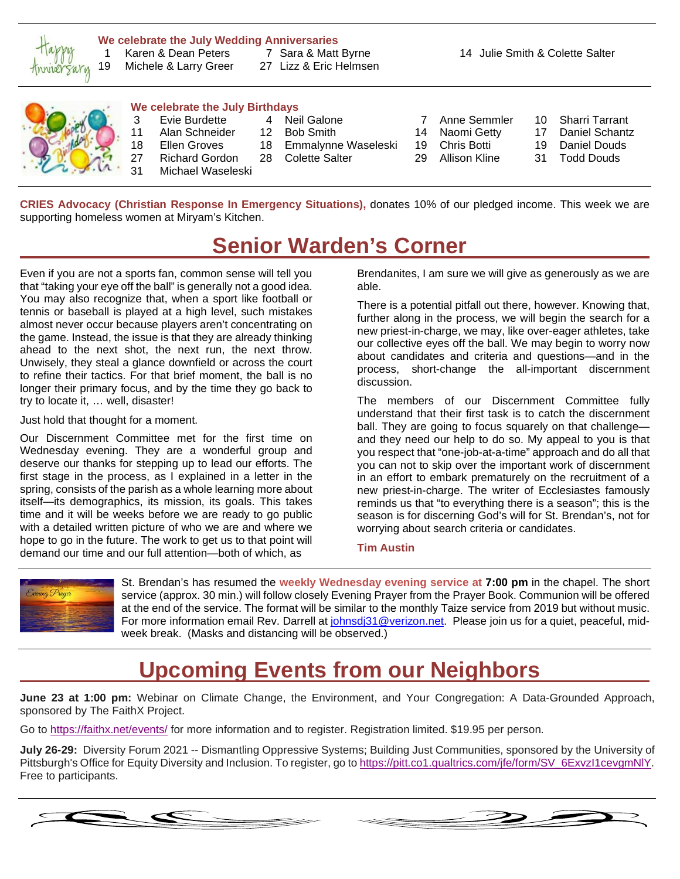**We celebrate the July Wedding Anniversaries**

| | | | | | |
|---|---|---|---|---|---|
| 1 | Karen & Dean Peters | 7 | Sara & Matt Byrne | 14 | Julie Smith & Colette Salter |
| 19 | Michele & Larry Greer | 27 | Lizz & Eric Helmsen | | |

**We celebrate the July Birthdays**

| | | | | | | | |
|---|---|---|---|---|---|---|---|
| 3 | Evie Burdette | 4 | Neil Galone | 7 | Anne Semmler | 10 | Sharri Tarrant |
| 11 | Alan Schneider | 12 | Bob Smith | 14 | Naomi Getty | 17 | Daniel Schantz |
| 18 | Ellen Groves | 18 | Emmalynne Waseleski | 19 | Chris Botti | 19 | Daniel Douds |
| 27 | Richard Gordon | 28 | Colette Salter | 29 | Allison Kline | 31 | Todd Douds |
| 31 | Michael Waseleski | | | | | | |

**CRIES Advocacy (Christian Response In Emergency Situations),** donates 10% of our pledged income. This week we are supporting homeless women at Miryam's Kitchen.

# Senior Warden's Corner

Even if you are not a sports fan, common sense will tell you that "taking your eye off the ball" is generally not a good idea. You may also recognize that, when a sport like football or tennis or baseball is played at a high level, such mistakes almost never occur because players aren't concentrating on the game. Instead, the issue is that they are already thinking ahead to the next shot, the next run, the next throw. Unwisely, they steal a glance downfield or across the court to refine their tactics. For that brief moment, the ball is no longer their primary focus, and by the time they go back to try to locate it, … well, disaster!

Just hold that thought for a moment.

Our Discernment Committee met for the first time on Wednesday evening. They are a wonderful group and deserve our thanks for stepping up to lead our efforts. The first stage in the process, as I explained in a letter in the spring, consists of the parish as a whole learning more about itself—its demographics, its mission, its goals. This takes time and it will be weeks before we are ready to go public with a detailed written picture of who we are and where we hope to go in the future. The work to get us to that point will demand our time and our full attention—both of which, as Brendanites, I am sure we will give as generously as we are able.

There is a potential pitfall out there, however. Knowing that, further along in the process, we will begin the search for a new priest-in-charge, we may, like over-eager athletes, take our collective eyes off the ball. We may begin to worry now about candidates and criteria and questions—and in the process, short-change the all-important discernment discussion.

The members of our Discernment Committee fully understand that their first task is to catch the discernment ball. They are going to focus squarely on that challenge—and they need our help to do so. My appeal to you is that you respect that "one-job-at-a-time" approach and do all that you can not to skip over the important work of discernment in an effort to embark prematurely on the recruitment of a new priest-in-charge. The writer of Ecclesiastes famously reminds us that "to everything there is a season"; this is the season is for discerning God's will for St. Brendan's, not for worrying about search criteria or candidates.

**Tim Austin**

St. Brendan's has resumed the **weekly Wednesday evening service at 7:00 pm** in the chapel. The short service (approx. 30 min.) will follow closely Evening Prayer from the Prayer Book. Communion will be offered at the end of the service. The format will be similar to the monthly Taize service from 2019 but without music. For more information email Rev. Darrell at johnsdj31@verizon.net. Please join us for a quiet, peaceful, mid-week break. (Masks and distancing will be observed.)

# Upcoming Events from our Neighbors

**June 23 at 1:00 pm:** Webinar on Climate Change, the Environment, and Your Congregation: A Data-Grounded Approach, sponsored by The FaithX Project.

Go to https://faithx.net/events/ for more information and to register. Registration limited. $19.95 per person.

**July 26-29:** Diversity Forum 2021 -- Dismantling Oppressive Systems; Building Just Communities, sponsored by the University of Pittsburgh's Office for Equity Diversity and Inclusion. To register, go to https://pitt.co1.qualtrics.com/jfe/form/SV_6ExvzI1cevgmNlY. Free to participants.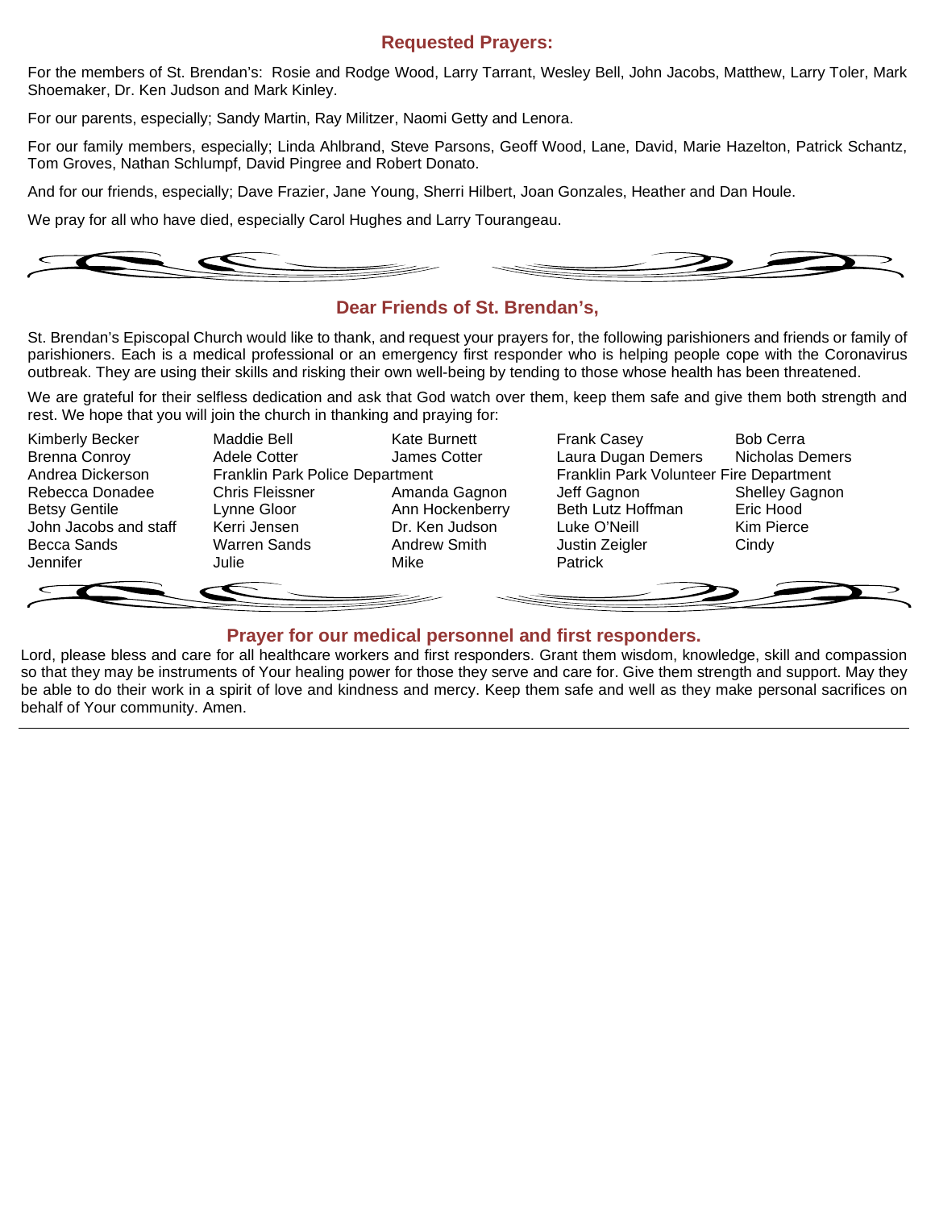## Requested Prayers:

For the members of St. Brendan's: Rosie and Rodge Wood, Larry Tarrant, Wesley Bell, John Jacobs, Matthew, Larry Toler, Mark Shoemaker, Dr. Ken Judson and Mark Kinley.

For our parents, especially; Sandy Martin, Ray Militzer, Naomi Getty and Lenora.

For our family members, especially; Linda Ahlbrand, Steve Parsons, Geoff Wood, Lane, David, Marie Hazelton, Patrick Schantz, Tom Groves, Nathan Schlumpf, David Pingree and Robert Donato.

And for our friends, especially; Dave Frazier, Jane Young, Sherri Hilbert, Joan Gonzales, Heather and Dan Houle.

We pray for all who have died, especially Carol Hughes and Larry Tourangeau.

## Dear Friends of St. Brendan's,

St. Brendan's Episcopal Church would like to thank, and request your prayers for, the following parishioners and friends or family of parishioners. Each is a medical professional or an emergency first responder who is helping people cope with the Coronavirus outbreak. They are using their skills and risking their own well-being by tending to those whose health has been threatened.

We are grateful for their selfless dedication and ask that God watch over them, keep them safe and give them both strength and rest. We hope that you will join the church in thanking and praying for:

| | | | | |
|---|---|---|---|---|
| Kimberly Becker | Maddie Bell | Kate Burnett | Frank Casey | Bob Cerra |
| Brenna Conroy | Adele Cotter | James Cotter | Laura Dugan Demers | Nicholas Demers |
| Andrea Dickerson | Franklin Park Police Department | | Franklin Park Volunteer Fire Department | |
| Rebecca Donadee | Chris Fleissner | Amanda Gagnon | Jeff Gagnon | Shelley Gagnon |
| Betsy Gentile | Lynne Gloor | Ann Hockenberry | Beth Lutz Hoffman | Eric Hood |
| John Jacobs and staff | Kerri Jensen | Dr. Ken Judson | Luke O'Neill | Kim Pierce |
| Becca Sands | Warren Sands | Andrew Smith | Justin Zeigler | Cindy |
| Jennifer | Julie | Mike | Patrick | |

## Prayer for our medical personnel and first responders.

Lord, please bless and care for all healthcare workers and first responders. Grant them wisdom, knowledge, skill and compassion so that they may be instruments of Your healing power for those they serve and care for. Give them strength and support. May they be able to do their work in a spirit of love and kindness and mercy. Keep them safe and well as they make personal sacrifices on behalf of Your community. Amen.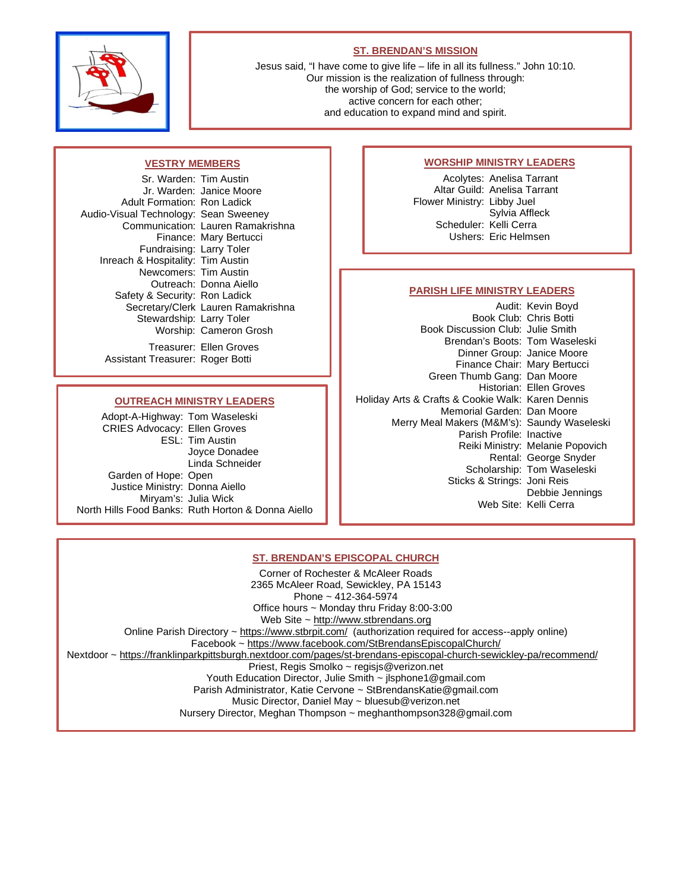## ST. BRENDAN'S MISSION

Jesus said, "I have come to give life – life in all its fullness." John 10:10.
Our mission is the realization of fullness through:
the worship of God; service to the world;
active concern for each other;
and education to expand mind and spirit.

## VESTRY MEMBERS

Sr. Warden: Tim Austin
Jr. Warden: Janice Moore
Adult Formation: Ron Ladick
Audio-Visual Technology: Sean Sweeney
Communication: Lauren Ramakrishna
Finance: Mary Bertucci
Fundraising: Larry Toler
Inreach & Hospitality: Tim Austin
Newcomers: Tim Austin
Outreach: Donna Aiello
Safety & Security: Ron Ladick
Secretary/Clerk Lauren Ramakrishna
Stewardship: Larry Toler
Worship: Cameron Grosh

Treasurer: Ellen Groves
Assistant Treasurer: Roger Botti

## OUTREACH MINISTRY LEADERS

Adopt-A-Highway: Tom Waseleski
CRIES Advocacy: Ellen Groves
ESL: Tim Austin
Joyce Donadee
Linda Schneider
Garden of Hope: Open
Justice Ministry: Donna Aiello
Miryam's: Julia Wick
North Hills Food Banks: Ruth Horton & Donna Aiello

## WORSHIP MINISTRY LEADERS

Acolytes: Anelisa Tarrant
Altar Guild: Anelisa Tarrant
Flower Ministry: Libby Juel
Sylvia Affleck
Scheduler: Kelli Cerra
Ushers: Eric Helmsen

## PARISH LIFE MINISTRY LEADERS

Audit: Kevin Boyd
Book Club: Chris Botti
Book Discussion Club: Julie Smith
Brendan's Boots: Tom Waseleski
Dinner Group: Janice Moore
Finance Chair: Mary Bertucci
Green Thumb Gang: Dan Moore
Historian: Ellen Groves
Holiday Arts & Crafts & Cookie Walk: Karen Dennis
Memorial Garden: Dan Moore
Merry Meal Makers (M&M's): Saundy Waseleski
Parish Profile: Inactive
Reiki Ministry: Melanie Popovich
Rental: George Snyder
Scholarship: Tom Waseleski
Sticks & Strings: Joni Reis
Debbie Jennings
Web Site: Kelli Cerra

## ST. BRENDAN'S EPISCOPAL CHURCH

Corner of Rochester & McAleer Roads
2365 McAleer Road, Sewickley, PA 15143
Phone ~ 412-364-5974
Office hours ~ Monday thru Friday 8:00-3:00
Web Site ~ http://www.stbrendans.org
Online Parish Directory ~ https://www.stbrpit.com/ (authorization required for access--apply online)
Facebook ~ https://www.facebook.com/StBrendansEpiscopalChurch/
Nextdoor ~ https://franklinparkpittsburgh.nextdoor.com/pages/st-brendans-episcopal-church-sewickley-pa/recommend/
Priest, Regis Smolko ~ regisjs@verizon.net
Youth Education Director, Julie Smith ~ jlsphone1@gmail.com
Parish Administrator, Katie Cervone ~ StBrendansKatie@gmail.com
Music Director, Daniel May ~ bluesub@verizon.net
Nursery Director, Meghan Thompson ~ meghanthompson328@gmail.com